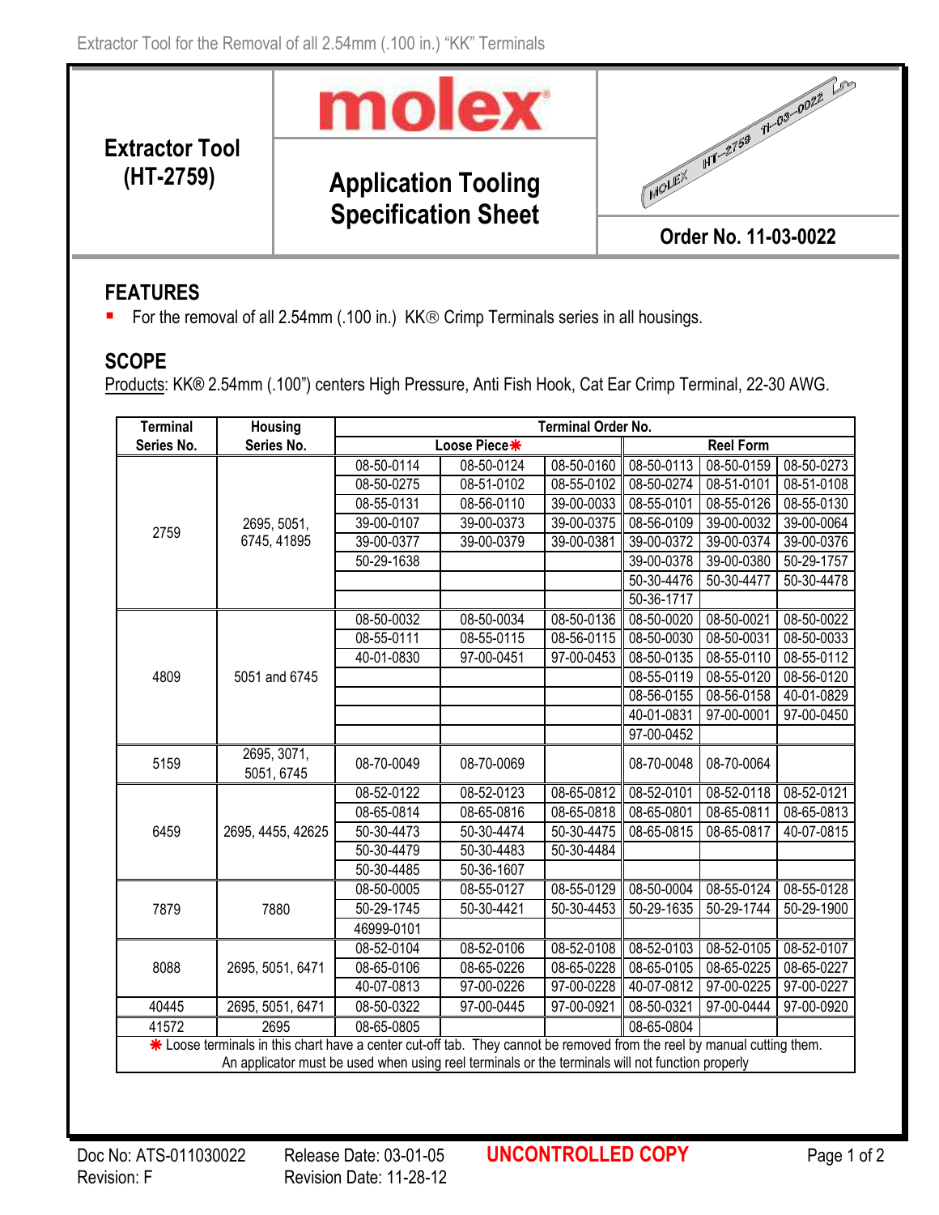Extractor Tool for the Removal of all 2.54mm (.100 in.) "KK" Terminals

| **Extractor Tool (HT-2759)** | **molex** — **Application Tooling Specification Sheet** | **Order No. 11-03-0022** |
|---|---|---|

## FEATURES

- For the removal of all 2.54mm (.100 in.) KK® Crimp Terminals series in all housings.

## SCOPE

Products: KK® 2.54mm (.100") centers High Pressure, Anti Fish Hook, Cat Ear Crimp Terminal, 22-30 AWG.

| Terminal Series No. | Housing Series No. | Terminal Order No. | | | | | |
|---|---|---|---|---|---|---|---|
| | | Loose Piece* | | | Reel Form | | |
| 2759 | 2695, 5051, 6745, 41895 | 08-50-0114 | 08-50-0124 | 08-50-0160 | 08-50-0113 | 08-50-0159 | 08-50-0273 |
| | | 08-50-0275 | 08-51-0102 | 08-55-0102 | 08-50-0274 | 08-51-0101 | 08-51-0108 |
| | | 08-55-0131 | 08-56-0110 | 39-00-0033 | 08-55-0101 | 08-55-0126 | 08-55-0130 |
| | | 39-00-0107 | 39-00-0373 | 39-00-0375 | 08-56-0109 | 39-00-0032 | 39-00-0064 |
| | | 39-00-0377 | 39-00-0379 | 39-00-0381 | 39-00-0372 | 39-00-0374 | 39-00-0376 |
| | | 50-29-1638 | | | 39-00-0378 | 39-00-0380 | 50-29-1757 |
| | | | | | 50-30-4476 | 50-30-4477 | 50-30-4478 |
| | | | | | 50-36-1717 | | |
| 4809 | 5051 and 6745 | 08-50-0032 | 08-50-0034 | 08-50-0136 | 08-50-0020 | 08-50-0021 | 08-50-0022 |
| | | 08-55-0111 | 08-55-0115 | 08-56-0115 | 08-50-0030 | 08-50-0031 | 08-50-0033 |
| | | 40-01-0830 | 97-00-0451 | 97-00-0453 | 08-50-0135 | 08-55-0110 | 08-55-0112 |
| | | | | | 08-55-0119 | 08-55-0120 | 08-56-0120 |
| | | | | | 08-56-0155 | 08-56-0158 | 40-01-0829 |
| | | | | | 40-01-0831 | 97-00-0001 | 97-00-0450 |
| | | | | | 97-00-0452 | | |
| 5159 | 2695, 3071, 5051, 6745 | 08-70-0049 | 08-70-0069 | | 08-70-0048 | 08-70-0064 | |
| 6459 | 2695, 4455, 42625 | 08-52-0122 | 08-52-0123 | 08-65-0812 | 08-52-0101 | 08-52-0118 | 08-52-0121 |
| | | 08-65-0814 | 08-65-0816 | 08-65-0818 | 08-65-0801 | 08-65-0811 | 08-65-0813 |
| | | 50-30-4473 | 50-30-4474 | 50-30-4475 | 08-65-0815 | 08-65-0817 | 40-07-0815 |
| | | 50-30-4479 | 50-30-4483 | 50-30-4484 | | | |
| | | 50-30-4485 | 50-36-1607 | | | | |
| 7879 | 7880 | 08-50-0005 | 08-55-0127 | 08-55-0129 | 08-50-0004 | 08-55-0124 | 08-55-0128 |
| | | 50-29-1745 | 50-30-4421 | 50-30-4453 | 50-29-1635 | 50-29-1744 | 50-29-1900 |
| | | 46999-0101 | | | | | |
| 8088 | 2695, 5051, 6471 | 08-52-0104 | 08-52-0106 | 08-52-0108 | 08-52-0103 | 08-52-0105 | 08-52-0107 |
| | | 08-65-0106 | 08-65-0226 | 08-65-0228 | 08-65-0105 | 08-65-0225 | 08-65-0227 |
| | | 40-07-0813 | 97-00-0226 | 97-00-0228 | 40-07-0812 | 97-00-0225 | 97-00-0227 |
| 40445 | 2695, 5051, 6471 | 08-50-0322 | 97-00-0445 | 97-00-0921 | 08-50-0321 | 97-00-0444 | 97-00-0920 |
| 41572 | 2695 | 08-65-0805 | | | 08-65-0804 | | |

* Loose terminals in this chart have a center cut-off tab. They cannot be removed from the reel by manual cutting them. An applicator must be used when using reel terminals or the terminals will not function properly

Doc No: ATS-011030022 Release Date: 03-01-05 **UNCONTROLLED COPY**
Revision: F Revision Date: 11-28-12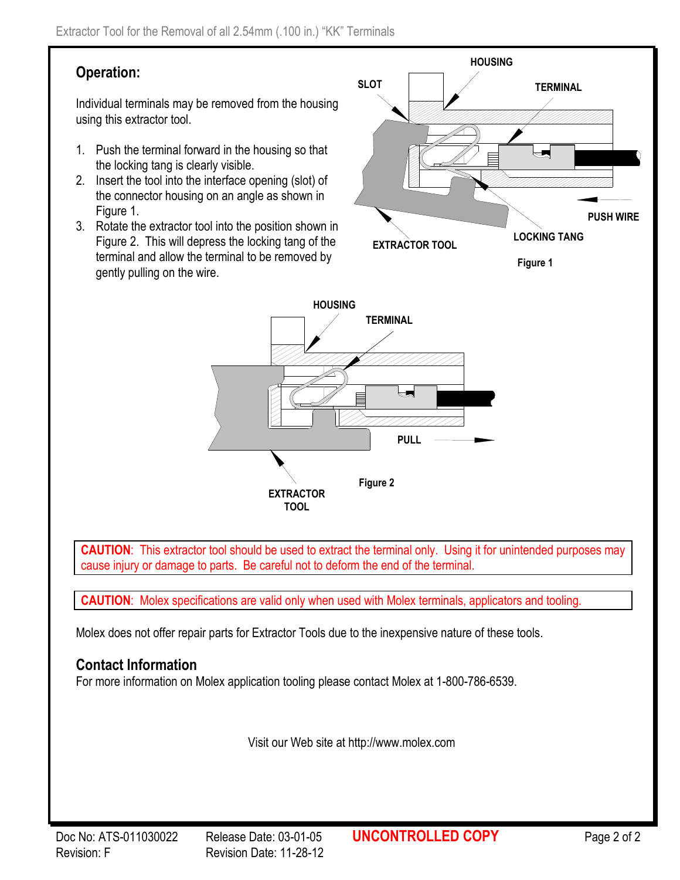## Operation:

Individual terminals may be removed from the housing using this extractor tool.

1. Push the terminal forward in the housing so that the locking tang is clearly visible.
2. Insert the tool into the interface opening (slot) of the connector housing on an angle as shown in Figure 1.
3. Rotate the extractor tool into the position shown in Figure 2. This will depress the locking tang of the terminal and allow the terminal to be removed by gently pulling on the wire.

HOUSING
SLOT
TERMINAL
PUSH WIRE
LOCKING TANG
EXTRACTOR TOOL

Figure 1

HOUSING
TERMINAL
PULL
EXTRACTOR TOOL

Figure 2

**CAUTION**: This extractor tool should be used to extract the terminal only. Using it for unintended purposes may cause injury or damage to parts. Be careful not to deform the end of the terminal.

**CAUTION**: Molex specifications are valid only when used with Molex terminals, applicators and tooling.

Molex does not offer repair parts for Extractor Tools due to the inexpensive nature of these tools.

## Contact Information

For more information on Molex application tooling please contact Molex at 1-800-786-6539.

Visit our Web site at http://www.molex.com

Doc No: ATS-011030022 Release Date: 03-01-05 **UNCONTROLLED COPY**
Revision: F Revision Date: 11-28-12